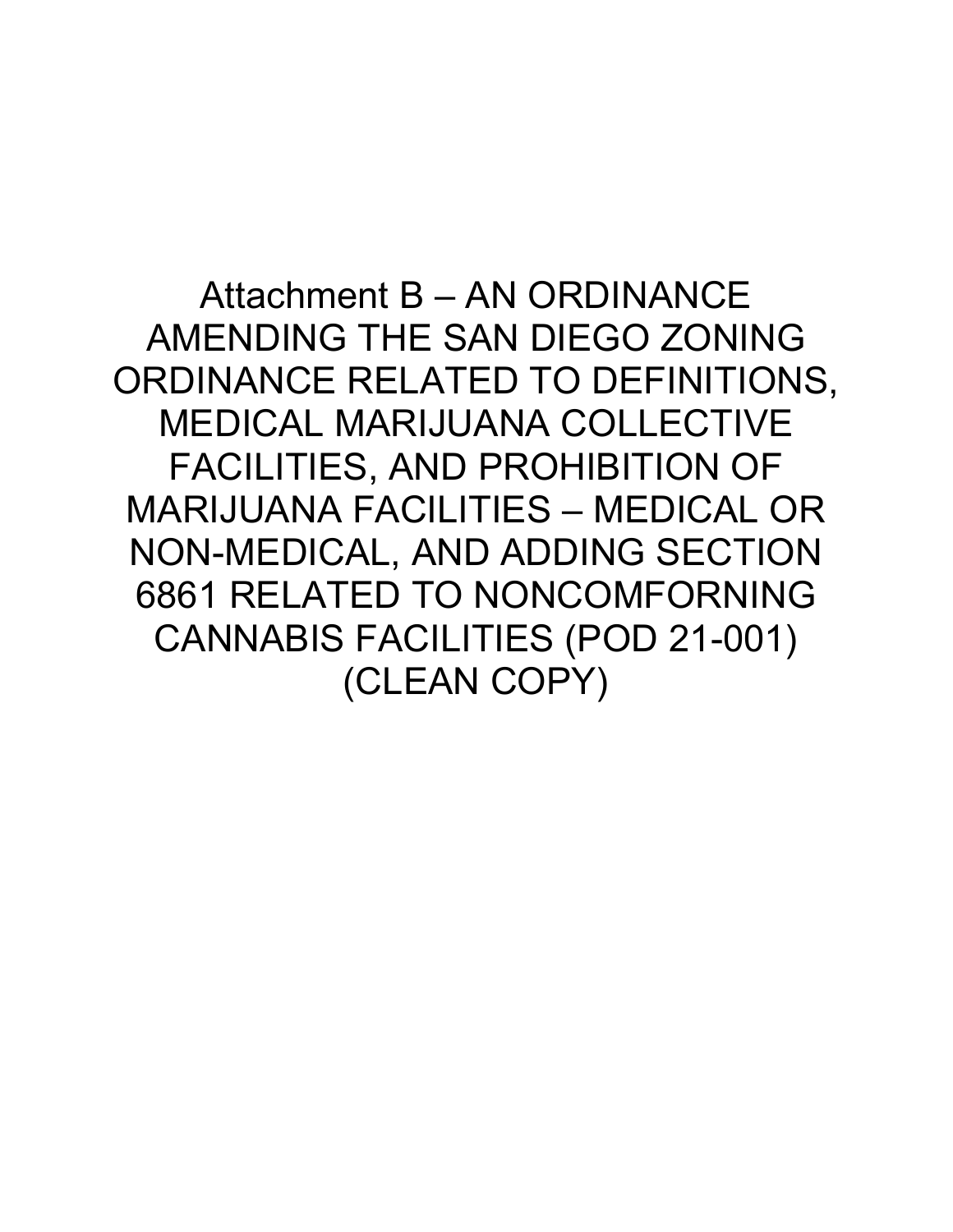# Attachment B – AN ORDINANCE AMENDING THE SAN DIEGO ZONING ORDINANCE RELATED TO DEFINITIONS, MEDICAL MARIJUANA COLLECTIVE FACILITIES, AND PROHIBITION OF MARIJUANA FACILITIES – MEDICAL OR NON-MEDICAL, AND ADDING SECTION 6861 RELATED TO NONCOMFORNING CANNABIS FACILITIES (POD 21-001) (CLEAN COPY)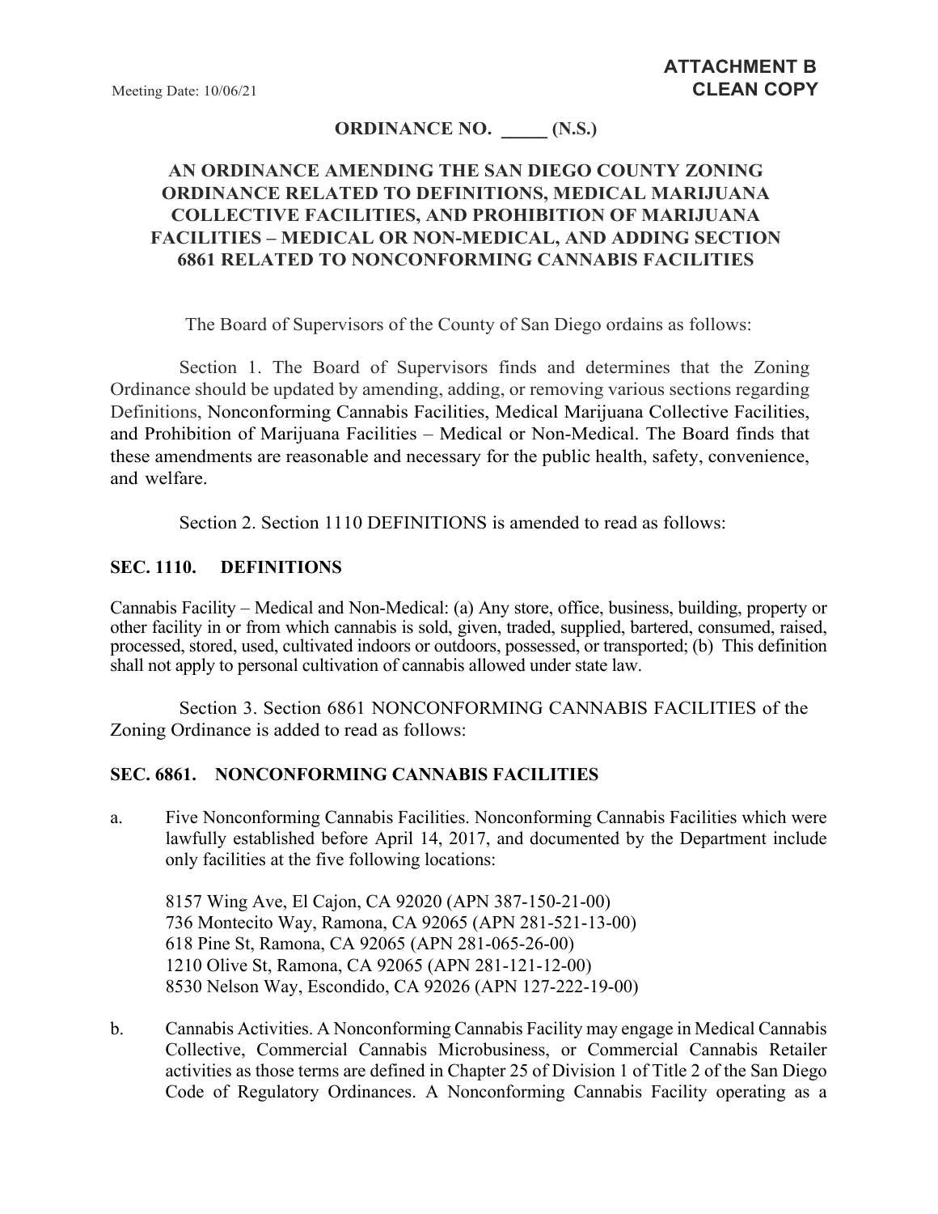**ATTACHMENT B**
**CLEAN COPY**

Meeting Date: 10/06/21

**ORDINANCE NO. _____ (N.S.)**

**AN ORDINANCE AMENDING THE SAN DIEGO COUNTY ZONING ORDINANCE RELATED TO DEFINITIONS, MEDICAL MARIJUANA COLLECTIVE FACILITIES, AND PROHIBITION OF MARIJUANA FACILITIES – MEDICAL OR NON-MEDICAL, AND ADDING SECTION 6861 RELATED TO NONCONFORMING CANNABIS FACILITIES**

The Board of Supervisors of the County of San Diego ordains as follows:

Section 1. The Board of Supervisors finds and determines that the Zoning Ordinance should be updated by amending, adding, or removing various sections regarding Definitions, Nonconforming Cannabis Facilities, Medical Marijuana Collective Facilities, and Prohibition of Marijuana Facilities – Medical or Non-Medical. The Board finds that these amendments are reasonable and necessary for the public health, safety, convenience, and welfare.

Section 2. Section 1110 DEFINITIONS is amended to read as follows:

**SEC. 1110. DEFINITIONS**

Cannabis Facility – Medical and Non-Medical: (a) Any store, office, business, building, property or other facility in or from which cannabis is sold, given, traded, supplied, bartered, consumed, raised, processed, stored, used, cultivated indoors or outdoors, possessed, or transported; (b) This definition shall not apply to personal cultivation of cannabis allowed under state law.

Section 3. Section 6861 NONCONFORMING CANNABIS FACILITIES of the Zoning Ordinance is added to read as follows:

**SEC. 6861. NONCONFORMING CANNABIS FACILITIES**

a. Five Nonconforming Cannabis Facilities. Nonconforming Cannabis Facilities which were lawfully established before April 14, 2017, and documented by the Department include only facilities at the five following locations:

   8157 Wing Ave, El Cajon, CA 92020 (APN 387-150-21-00)
   736 Montecito Way, Ramona, CA 92065 (APN 281-521-13-00)
   618 Pine St, Ramona, CA 92065 (APN 281-065-26-00)
   1210 Olive St, Ramona, CA 92065 (APN 281-121-12-00)
   8530 Nelson Way, Escondido, CA 92026 (APN 127-222-19-00)

b. Cannabis Activities. A Nonconforming Cannabis Facility may engage in Medical Cannabis Collective, Commercial Cannabis Microbusiness, or Commercial Cannabis Retailer activities as those terms are defined in Chapter 25 of Division 1 of Title 2 of the San Diego Code of Regulatory Ordinances. A Nonconforming Cannabis Facility operating as a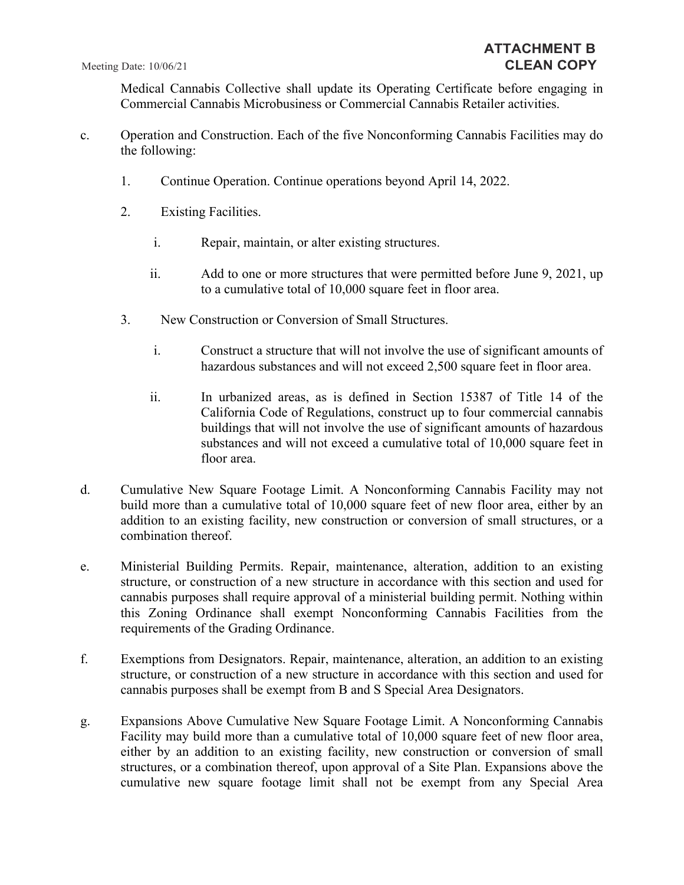Medical Cannabis Collective shall update its Operating Certificate before engaging in Commercial Cannabis Microbusiness or Commercial Cannabis Retailer activities.

c. Operation and Construction. Each of the five Nonconforming Cannabis Facilities may do the following:

   1. Continue Operation. Continue operations beyond April 14, 2022.

   2. Existing Facilities.

      i. Repair, maintain, or alter existing structures.

      ii. Add to one or more structures that were permitted before June 9, 2021, up to a cumulative total of 10,000 square feet in floor area.

   3. New Construction or Conversion of Small Structures.

      i. Construct a structure that will not involve the use of significant amounts of hazardous substances and will not exceed 2,500 square feet in floor area.

      ii. In urbanized areas, as is defined in Section 15387 of Title 14 of the California Code of Regulations, construct up to four commercial cannabis buildings that will not involve the use of significant amounts of hazardous substances and will not exceed a cumulative total of 10,000 square feet in floor area.

d. Cumulative New Square Footage Limit. A Nonconforming Cannabis Facility may not build more than a cumulative total of 10,000 square feet of new floor area, either by an addition to an existing facility, new construction or conversion of small structures, or a combination thereof.

e. Ministerial Building Permits. Repair, maintenance, alteration, addition to an existing structure, or construction of a new structure in accordance with this section and used for cannabis purposes shall require approval of a ministerial building permit. Nothing within this Zoning Ordinance shall exempt Nonconforming Cannabis Facilities from the requirements of the Grading Ordinance.

f. Exemptions from Designators. Repair, maintenance, alteration, an addition to an existing structure, or construction of a new structure in accordance with this section and used for cannabis purposes shall be exempt from B and S Special Area Designators.

g. Expansions Above Cumulative New Square Footage Limit. A Nonconforming Cannabis Facility may build more than a cumulative total of 10,000 square feet of new floor area, either by an addition to an existing facility, new construction or conversion of small structures, or a combination thereof, upon approval of a Site Plan. Expansions above the cumulative new square footage limit shall not be exempt from any Special Area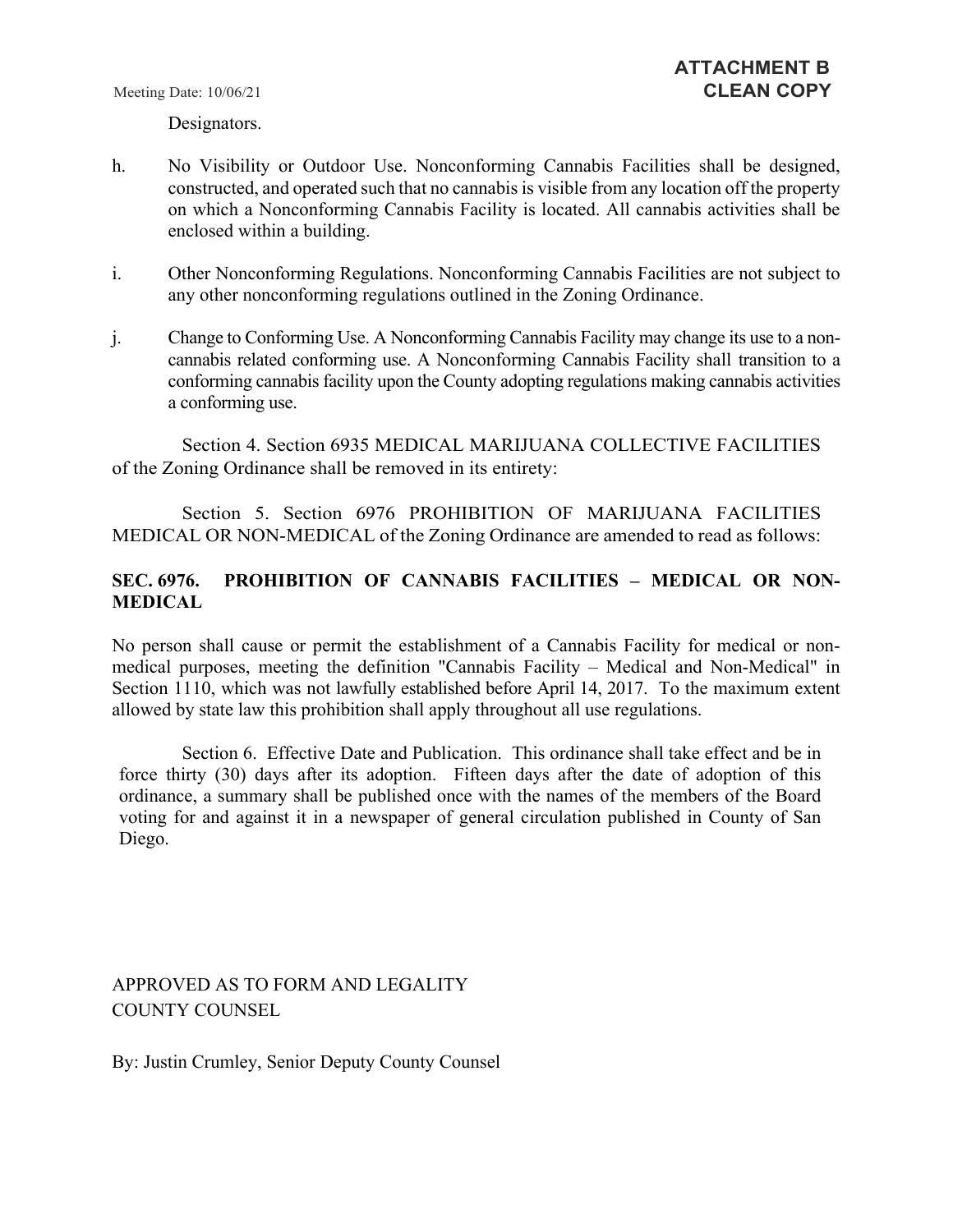Designators.

h. No Visibility or Outdoor Use. Nonconforming Cannabis Facilities shall be designed, constructed, and operated such that no cannabis is visible from any location off the property on which a Nonconforming Cannabis Facility is located. All cannabis activities shall be enclosed within a building.

i. Other Nonconforming Regulations. Nonconforming Cannabis Facilities are not subject to any other nonconforming regulations outlined in the Zoning Ordinance.

j. Change to Conforming Use. A Nonconforming Cannabis Facility may change its use to a non-cannabis related conforming use. A Nonconforming Cannabis Facility shall transition to a conforming cannabis facility upon the County adopting regulations making cannabis activities a conforming use.

Section 4. Section 6935 MEDICAL MARIJUANA COLLECTIVE FACILITIES of the Zoning Ordinance shall be removed in its entirety:

Section 5. Section 6976 PROHIBITION OF MARIJUANA FACILITIES MEDICAL OR NON-MEDICAL of the Zoning Ordinance are amended to read as follows:

**SEC. 6976. PROHIBITION OF CANNABIS FACILITIES – MEDICAL OR NON-MEDICAL**

No person shall cause or permit the establishment of a Cannabis Facility for medical or non-medical purposes, meeting the definition "Cannabis Facility – Medical and Non-Medical" in Section 1110, which was not lawfully established before April 14, 2017. To the maximum extent allowed by state law this prohibition shall apply throughout all use regulations.

Section 6. Effective Date and Publication. This ordinance shall take effect and be in force thirty (30) days after its adoption. Fifteen days after the date of adoption of this ordinance, a summary shall be published once with the names of the members of the Board voting for and against it in a newspaper of general circulation published in County of San Diego.

APPROVED AS TO FORM AND LEGALITY
COUNTY COUNSEL

By: Justin Crumley, Senior Deputy County Counsel